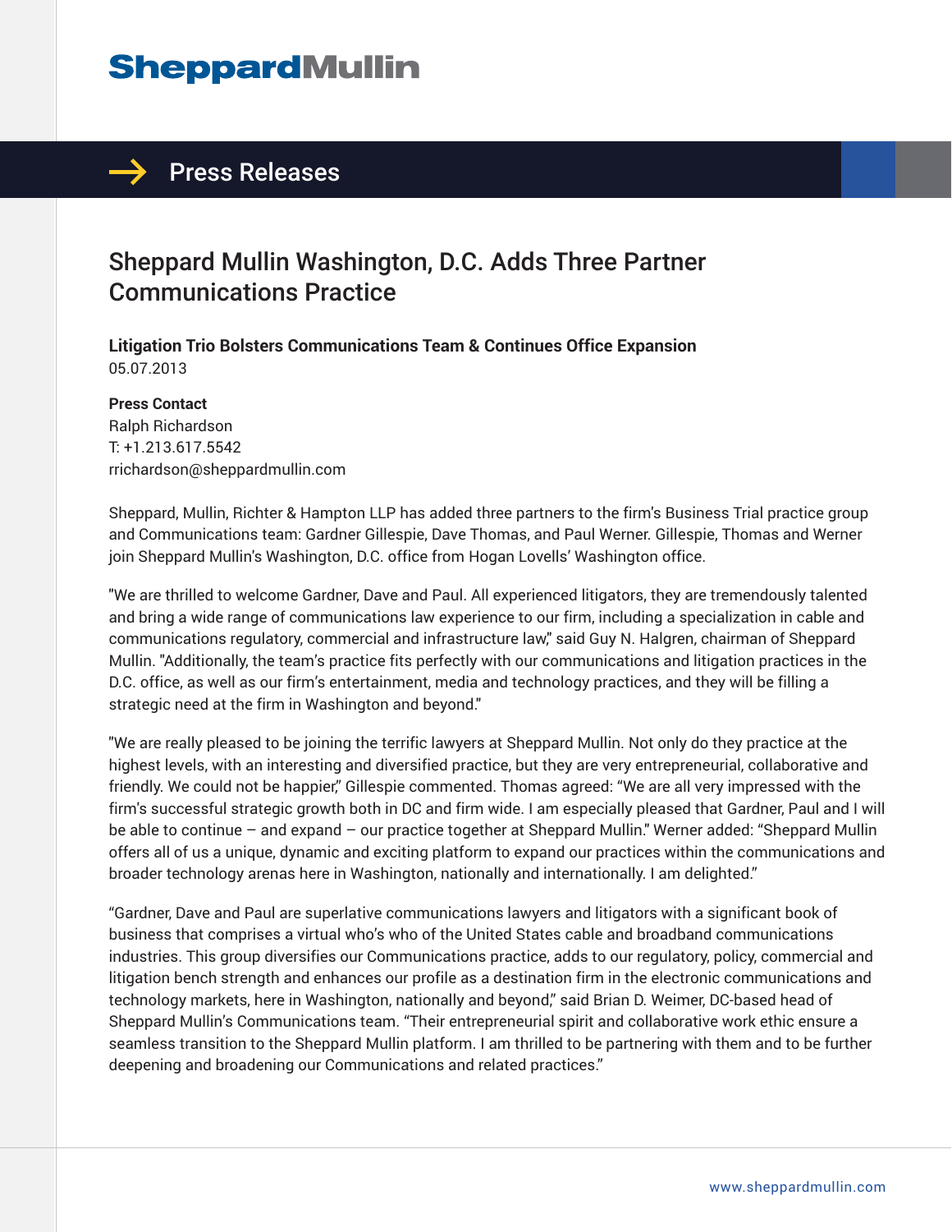# SheppardMullin

## Press Releases

# Sheppard Mullin Washington, D.C. Adds Three Partner Communications Practice

**Litigation Trio Bolsters Communications Team & Continues Office Expansion**
05.07.2013

**Press Contact**
Ralph Richardson
T: +1.213.617.5542
rrichardson@sheppardmullin.com

Sheppard, Mullin, Richter & Hampton LLP has added three partners to the firm's Business Trial practice group and Communications team: Gardner Gillespie, Dave Thomas, and Paul Werner. Gillespie, Thomas and Werner join Sheppard Mullin's Washington, D.C. office from Hogan Lovells' Washington office.

"We are thrilled to welcome Gardner, Dave and Paul. All experienced litigators, they are tremendously talented and bring a wide range of communications law experience to our firm, including a specialization in cable and communications regulatory, commercial and infrastructure law," said Guy N. Halgren, chairman of Sheppard Mullin. "Additionally, the team's practice fits perfectly with our communications and litigation practices in the D.C. office, as well as our firm's entertainment, media and technology practices, and they will be filling a strategic need at the firm in Washington and beyond."

"We are really pleased to be joining the terrific lawyers at Sheppard Mullin. Not only do they practice at the highest levels, with an interesting and diversified practice, but they are very entrepreneurial, collaborative and friendly. We could not be happier," Gillespie commented. Thomas agreed: "We are all very impressed with the firm's successful strategic growth both in DC and firm wide. I am especially pleased that Gardner, Paul and I will be able to continue – and expand – our practice together at Sheppard Mullin." Werner added: "Sheppard Mullin offers all of us a unique, dynamic and exciting platform to expand our practices within the communications and broader technology arenas here in Washington, nationally and internationally. I am delighted."

"Gardner, Dave and Paul are superlative communications lawyers and litigators with a significant book of business that comprises a virtual who's who of the United States cable and broadband communications industries. This group diversifies our Communications practice, adds to our regulatory, policy, commercial and litigation bench strength and enhances our profile as a destination firm in the electronic communications and technology markets, here in Washington, nationally and beyond," said Brian D. Weimer, DC-based head of Sheppard Mullin's Communications team. "Their entrepreneurial spirit and collaborative work ethic ensure a seamless transition to the Sheppard Mullin platform. I am thrilled to be partnering with them and to be further deepening and broadening our Communications and related practices."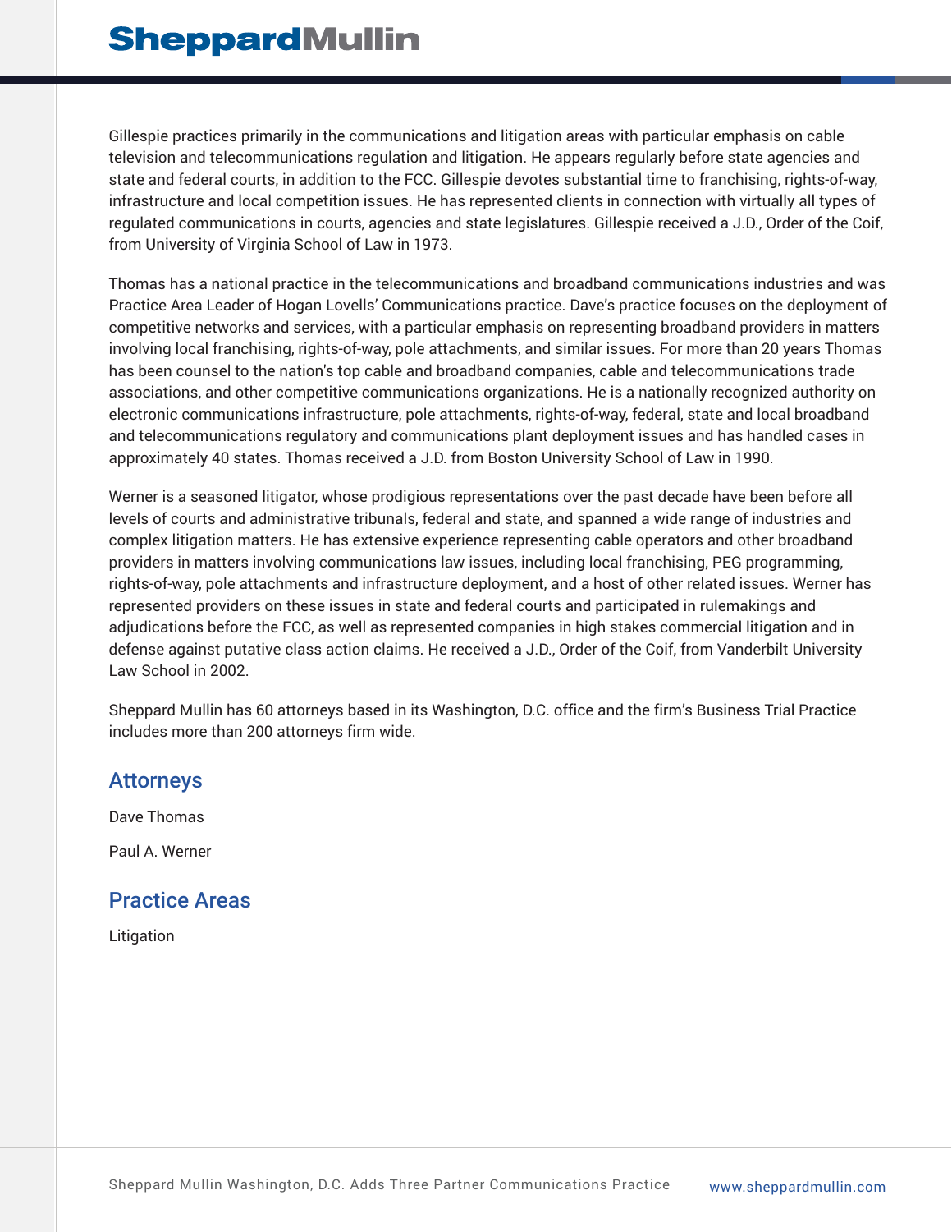Gillespie practices primarily in the communications and litigation areas with particular emphasis on cable television and telecommunications regulation and litigation. He appears regularly before state agencies and state and federal courts, in addition to the FCC. Gillespie devotes substantial time to franchising, rights-of-way, infrastructure and local competition issues. He has represented clients in connection with virtually all types of regulated communications in courts, agencies and state legislatures. Gillespie received a J.D., Order of the Coif, from University of Virginia School of Law in 1973.

Thomas has a national practice in the telecommunications and broadband communications industries and was Practice Area Leader of Hogan Lovells' Communications practice. Dave's practice focuses on the deployment of competitive networks and services, with a particular emphasis on representing broadband providers in matters involving local franchising, rights-of-way, pole attachments, and similar issues. For more than 20 years Thomas has been counsel to the nation's top cable and broadband companies, cable and telecommunications trade associations, and other competitive communications organizations. He is a nationally recognized authority on electronic communications infrastructure, pole attachments, rights-of-way, federal, state and local broadband and telecommunications regulatory and communications plant deployment issues and has handled cases in approximately 40 states. Thomas received a J.D. from Boston University School of Law in 1990.

Werner is a seasoned litigator, whose prodigious representations over the past decade have been before all levels of courts and administrative tribunals, federal and state, and spanned a wide range of industries and complex litigation matters. He has extensive experience representing cable operators and other broadband providers in matters involving communications law issues, including local franchising, PEG programming, rights-of-way, pole attachments and infrastructure deployment, and a host of other related issues. Werner has represented providers on these issues in state and federal courts and participated in rulemakings and adjudications before the FCC, as well as represented companies in high stakes commercial litigation and in defense against putative class action claims. He received a J.D., Order of the Coif, from Vanderbilt University Law School in 2002.

Sheppard Mullin has 60 attorneys based in its Washington, D.C. office and the firm's Business Trial Practice includes more than 200 attorneys firm wide.

## Attorneys

Dave Thomas

Paul A. Werner

## Practice Areas

Litigation